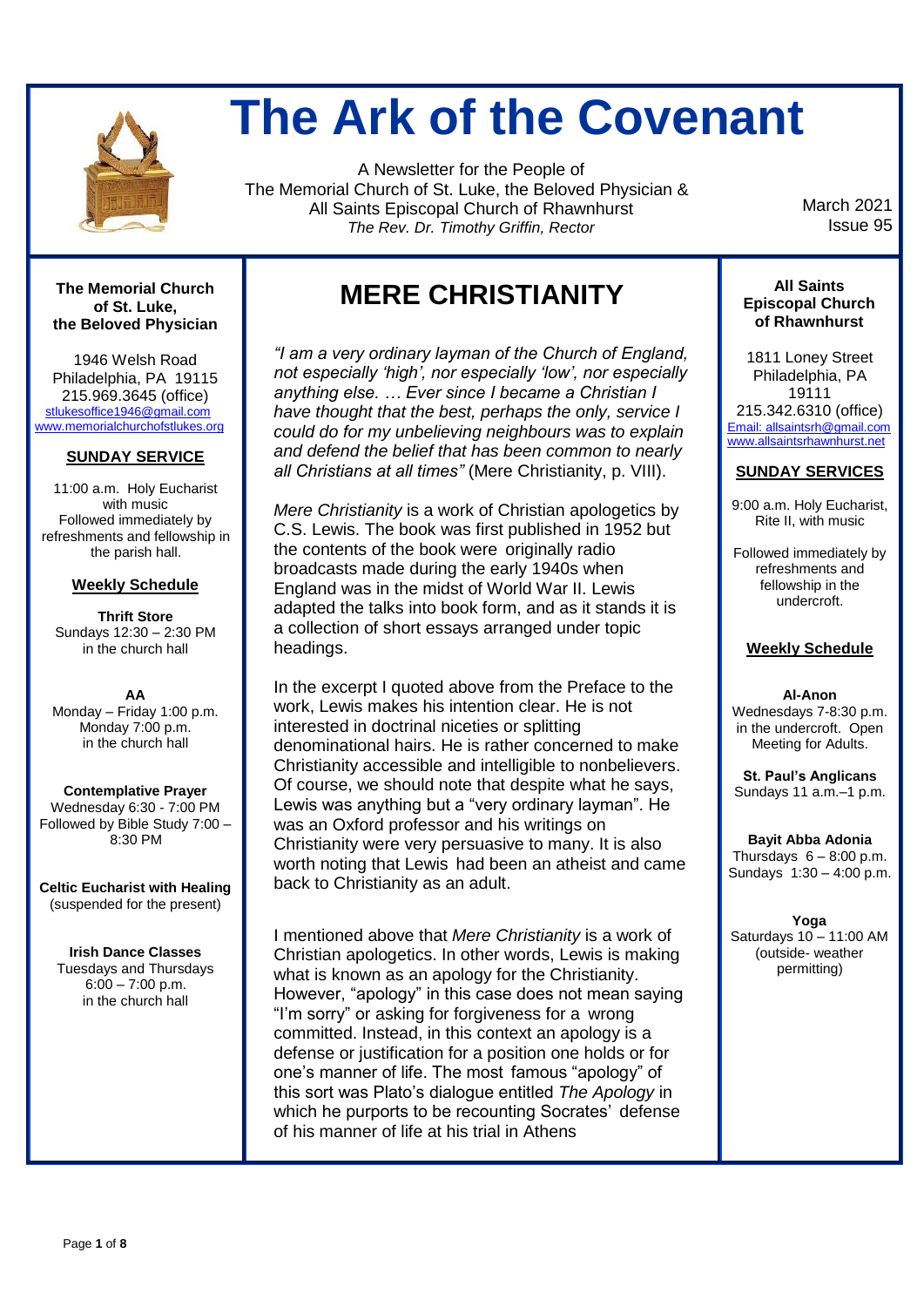# The Ark of the Covenant

A Newsletter for the People of
The Memorial Church of St. Luke, the Beloved Physician &
All Saints Episcopal Church of Rhawnhurst
*The Rev. Dr. Timothy Griffin, Rector*

March 2021
Issue 95

## MERE CHRISTIANITY

*"I am a very ordinary layman of the Church of England, not especially 'high', nor especially 'low', nor especially anything else. … Ever since I became a Christian I have thought that the best, perhaps the only, service I could do for my unbelieving neighbours was to explain and defend the belief that has been common to nearly all Christians at all times"* (Mere Christianity, p. VIII).

*Mere Christianity* is a work of Christian apologetics by C.S. Lewis. The book was first published in 1952 but the contents of the book were originally radio broadcasts made during the early 1940s when England was in the midst of World War II. Lewis adapted the talks into book form, and as it stands it is a collection of short essays arranged under topic headings.

In the excerpt I quoted above from the Preface to the work, Lewis makes his intention clear. He is not interested in doctrinal niceties or splitting denominational hairs. He is rather concerned to make Christianity accessible and intelligible to nonbelievers. Of course, we should note that despite what he says, Lewis was anything but a "very ordinary layman". He was an Oxford professor and his writings on Christianity were very persuasive to many. It is also worth noting that Lewis had been an atheist and came back to Christianity as an adult.

I mentioned above that *Mere Christianity* is a work of Christian apologetics. In other words, Lewis is making what is known as an apology for the Christianity. However, "apology" in this case does not mean saying "I'm sorry" or asking for forgiveness for a wrong committed. Instead, in this context an apology is a defense or justification for a position one holds or for one's manner of life. The most famous "apology" of this sort was Plato's dialogue entitled *The Apology* in which he purports to be recounting Socrates' defense of his manner of life at his trial in Athens

---

**The Memorial Church of St. Luke, the Beloved Physician**

1946 Welsh Road
Philadelphia, PA 19115
215.969.3645 (office)
stlukesoffice1946@gmail.com
www.memorialchurchofstlukes.org

### SUNDAY SERVICE

11:00 a.m. Holy Eucharist with music
Followed immediately by refreshments and fellowship in the parish hall.

### Weekly Schedule

**Thrift Store**
Sundays 12:30 – 2:30 PM
in the church hall

**AA**
Monday – Friday 1:00 p.m.
Monday 7:00 p.m.
in the church hall

**Contemplative Prayer**
Wednesday 6:30 - 7:00 PM
Followed by Bible Study 7:00 – 8:30 PM

**Celtic Eucharist with Healing**
(suspended for the present)

**Irish Dance Classes**
Tuesdays and Thursdays
6:00 – 7:00 p.m.
in the church hall

---

**All Saints Episcopal Church of Rhawnhurst**

1811 Loney Street
Philadelphia, PA
19111
215.342.6310 (office)
Email: allsaintsrh@gmail.com
www.allsaintsrhawnhurst.net

### SUNDAY SERVICES

9:00 a.m. Holy Eucharist, Rite II, with music

Followed immediately by refreshments and fellowship in the undercroft.

### Weekly Schedule

**Al-Anon**
Wednesdays 7-8:30 p.m.
in the undercroft. Open Meeting for Adults.

**St. Paul's Anglicans**
Sundays 11 a.m.–1 p.m.

**Bayit Abba Adonia**
Thursdays 6 – 8:00 p.m.
Sundays 1:30 – 4:00 p.m.

**Yoga**
Saturdays 10 – 11:00 AM
(outside- weather permitting)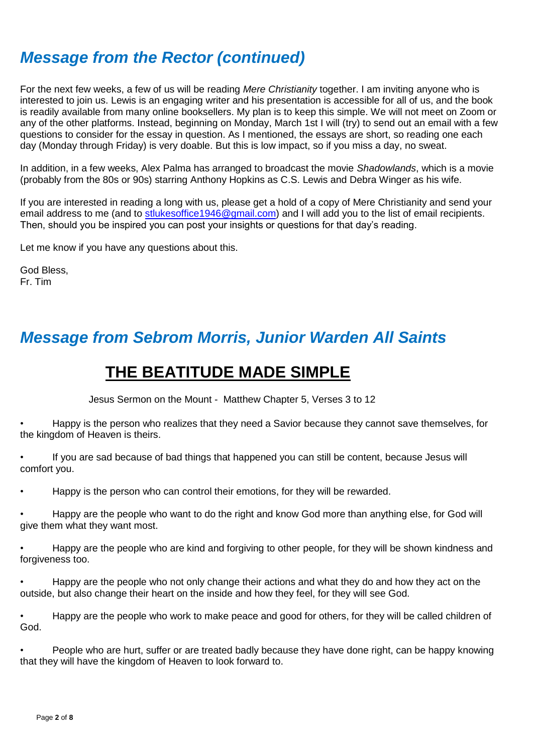## *Message from the Rector (continued)*

For the next few weeks, a few of us will be reading *Mere Christianity* together. I am inviting anyone who is interested to join us. Lewis is an engaging writer and his presentation is accessible for all of us, and the book is readily available from many online booksellers. My plan is to keep this simple. We will not meet on Zoom or any of the other platforms. Instead, beginning on Monday, March 1st I will (try) to send out an email with a few questions to consider for the essay in question. As I mentioned, the essays are short, so reading one each day (Monday through Friday) is very doable. But this is low impact, so if you miss a day, no sweat.

In addition, in a few weeks, Alex Palma has arranged to broadcast the movie *Shadowlands*, which is a movie (probably from the 80s or 90s) starring Anthony Hopkins as C.S. Lewis and Debra Winger as his wife.

If you are interested in reading a long with us, please get a hold of a copy of Mere Christianity and send your email address to me (and to stlukesoffice1946@gmail.com) and I will add you to the list of email recipients. Then, should you be inspired you can post your insights or questions for that day's reading.

Let me know if you have any questions about this.

God Bless,
Fr. Tim

## *Message from Sebrom Morris, Junior Warden All Saints*

# THE BEATITUDE MADE SIMPLE

Jesus Sermon on the Mount - Matthew Chapter 5, Verses 3 to 12

- Happy is the person who realizes that they need a Savior because they cannot save themselves, for the kingdom of Heaven is theirs.
- If you are sad because of bad things that happened you can still be content, because Jesus will comfort you.
- Happy is the person who can control their emotions, for they will be rewarded.
- Happy are the people who want to do the right and know God more than anything else, for God will give them what they want most.
- Happy are the people who are kind and forgiving to other people, for they will be shown kindness and forgiveness too.
- Happy are the people who not only change their actions and what they do and how they act on the outside, but also change their heart on the inside and how they feel, for they will see God.
- Happy are the people who work to make peace and good for others, for they will be called children of God.
- People who are hurt, suffer or are treated badly because they have done right, can be happy knowing that they will have the kingdom of Heaven to look forward to.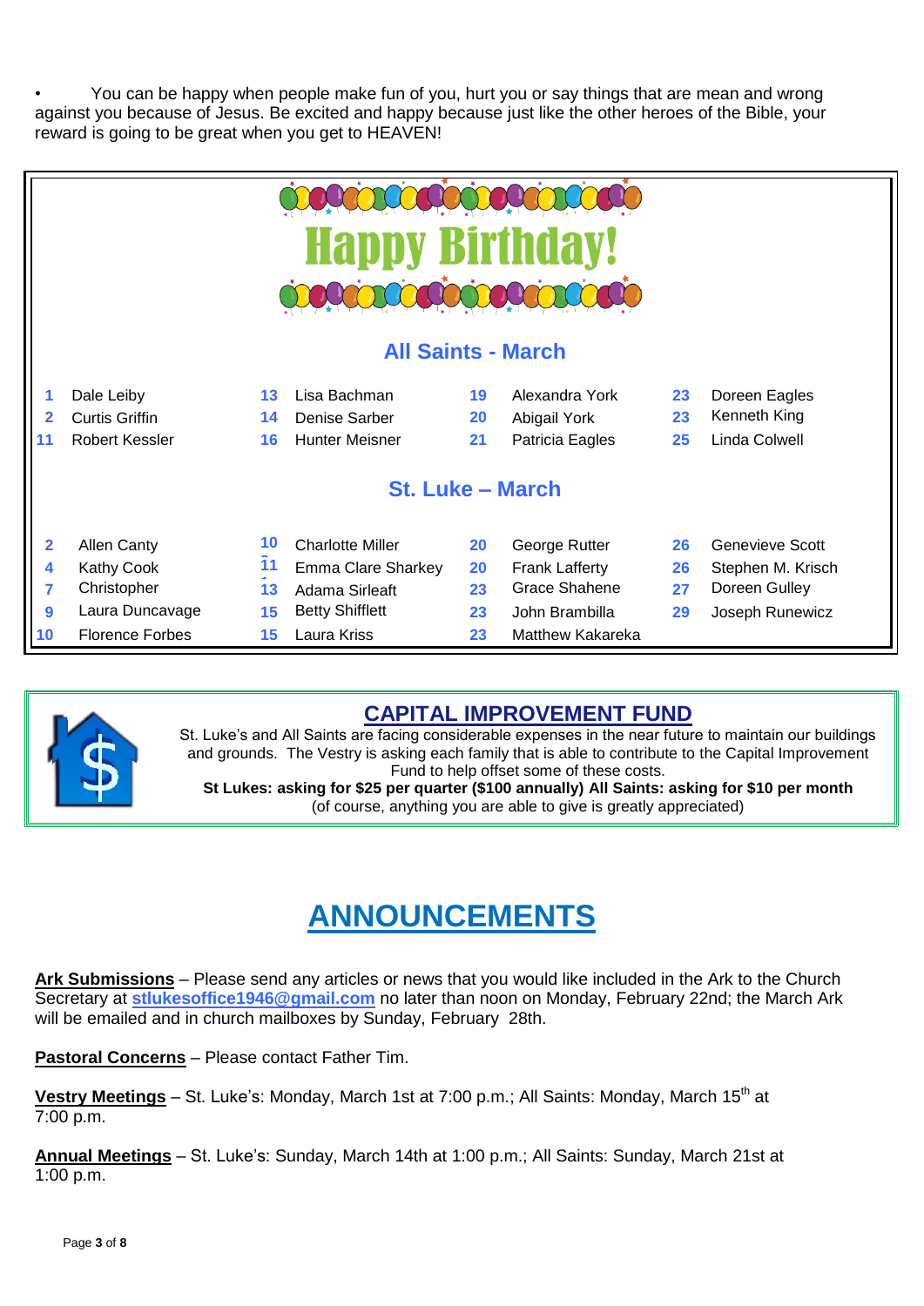• You can be happy when people make fun of you, hurt you or say things that are mean and wrong against you because of Jesus. Be excited and happy because just like the other heroes of the Bible, your reward is going to be great when you get to HEAVEN!

## Happy Birthday!

### All Saints - March

| | | | | | | | |
|---|---|---|---|---|---|---|---|
| 1 | Dale Leiby | 13 | Lisa Bachman | 19 | Alexandra York | 23 | Doreen Eagles |
| 2 | Curtis Griffin | 14 | Denise Sarber | 20 | Abigail York | 23 | Kenneth King |
| 11 | Robert Kessler | 16 | Hunter Meisner | 21 | Patricia Eagles | 25 | Linda Colwell |

### St. Luke – March

| | | | | | | | |
|---|---|---|---|---|---|---|---|
| 2 | Allen Canty | 10 | Charlotte Miller | 20 | George Rutter | 26 | Genevieve Scott |
| 4 | Kathy Cook | 11 | Emma Clare Sharkey | 20 | Frank Lafferty | 26 | Stephen M. Krisch |
| 7 | Christopher | 13 | Adama Sirleaft | 23 | Grace Shahene | 27 | Doreen Gulley |
| 9 | Laura Duncavage | 15 | Betty Shifflett | 23 | John Brambilla | 29 | Joseph Runewicz |
| 10 | Florence Forbes | 15 | Laura Kriss | 23 | Matthew Kakareka | | |

## CAPITAL IMPROVEMENT FUND

St. Luke's and All Saints are facing considerable expenses in the near future to maintain our buildings and grounds. The Vestry is asking each family that is able to contribute to the Capital Improvement Fund to help offset some of these costs.

**St Lukes: asking for $25 per quarter ($100 annually) All Saints: asking for $10 per month**

(of course, anything you are able to give is greatly appreciated)

# ANNOUNCEMENTS

**Ark Submissions** – Please send any articles or news that you would like included in the Ark to the Church Secretary at **stlukesoffice1946@gmail.com** no later than noon on Monday, February 22nd; the March Ark will be emailed and in church mailboxes by Sunday, February 28th.

**Pastoral Concerns** – Please contact Father Tim.

**Vestry Meetings** – St. Luke's: Monday, March 1st at 7:00 p.m.; All Saints: Monday, March 15th at 7:00 p.m.

**Annual Meetings** – St. Luke's: Sunday, March 14th at 1:00 p.m.; All Saints: Sunday, March 21st at 1:00 p.m.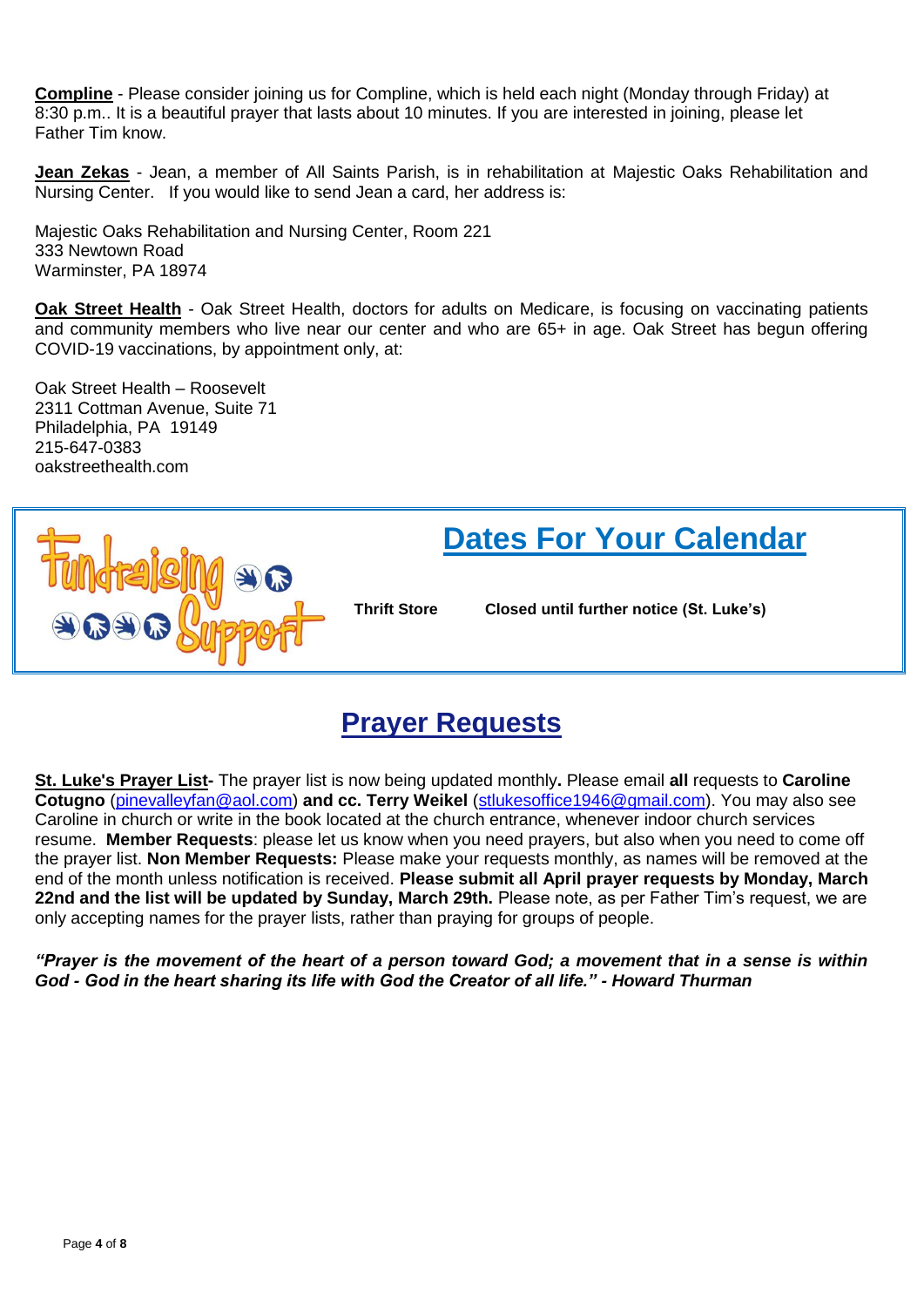**Compline** - Please consider joining us for Compline, which is held each night (Monday through Friday) at 8:30 p.m.. It is a beautiful prayer that lasts about 10 minutes. If you are interested in joining, please let Father Tim know.

**Jean Zekas** - Jean, a member of All Saints Parish, is in rehabilitation at Majestic Oaks Rehabilitation and Nursing Center. If you would like to send Jean a card, her address is:

Majestic Oaks Rehabilitation and Nursing Center, Room 221
333 Newtown Road
Warminster, PA 18974

**Oak Street Health** - Oak Street Health, doctors for adults on Medicare, is focusing on vaccinating patients and community members who live near our center and who are 65+ in age. Oak Street has begun offering COVID-19 vaccinations, by appointment only, at:

Oak Street Health – Roosevelt
2311 Cottman Avenue, Suite 71
Philadelphia, PA 19149
215-647-0383
oakstreethealth.com

Fundraising Support

## Dates For Your Calendar

**Thrift Store** — **Closed until further notice (St. Luke's)**

## Prayer Requests

**St. Luke's Prayer List-** The prayer list is now being updated monthly**.** Please email **all** requests to **Caroline Cotugno** (pinevalleyfan@aol.com) **and cc. Terry Weikel** (stlukesoffice1946@gmail.com). You may also see Caroline in church or write in the book located at the church entrance, whenever indoor church services resume. **Member Requests**: please let us know when you need prayers, but also when you need to come off the prayer list. **Non Member Requests:** Please make your requests monthly, as names will be removed at the end of the month unless notification is received. **Please submit all April prayer requests by Monday, March 22nd and the list will be updated by Sunday, March 29th.** Please note, as per Father Tim's request, we are only accepting names for the prayer lists, rather than praying for groups of people.

***"Prayer is the movement of the heart of a person toward God; a movement that in a sense is within God - God in the heart sharing its life with God the Creator of all life." - Howard Thurman***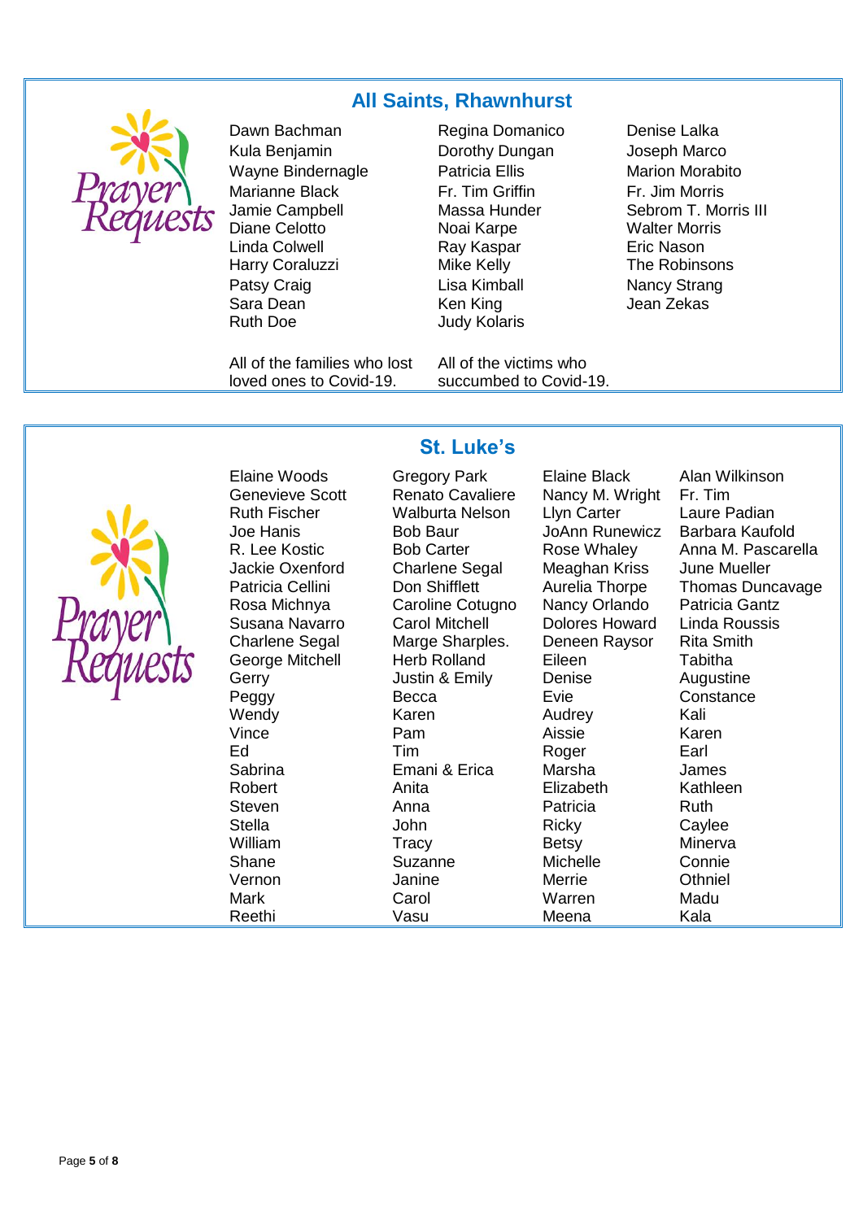## All Saints, Rhawnhurst

Prayer Requests

Dawn Bachman
Kula Benjamin
Wayne Bindernagle
Marianne Black
Jamie Campbell
Diane Celotto
Linda Colwell
Harry Coraluzzi
Patsy Craig
Sara Dean
Ruth Doe

Regina Domanico
Dorothy Dungan
Patricia Ellis
Fr. Tim Griffin
Massa Hunder
Noai Karpe
Ray Kaspar
Mike Kelly
Lisa Kimball
Ken King
Judy Kolaris

Denise Lalka
Joseph Marco
Marion Morabito
Fr. Jim Morris
Sebrom T. Morris III
Walter Morris
Eric Nason
The Robinsons
Nancy Strang
Jean Zekas

All of the families who lost loved ones to Covid-19.

All of the victims who succumbed to Covid-19.

## St. Luke's

Prayer Requests

Elaine Woods
Genevieve Scott
Ruth Fischer
Joe Hanis
R. Lee Kostic
Jackie Oxenford
Patricia Cellini
Rosa Michnya
Susana Navarro
Charlene Segal
George Mitchell
Gerry
Peggy
Wendy
Vince
Ed
Sabrina
Robert
Steven
Stella
William
Shane
Vernon
Mark
Reethi

Gregory Park
Renato Cavaliere
Walburta Nelson
Bob Baur
Bob Carter
Charlene Segal
Don Shifflett
Caroline Cotugno
Carol Mitchell
Marge Sharples.
Herb Rolland
Justin & Emily
Becca
Karen
Pam
Tim
Emani & Erica
Anita
Anna
John
Tracy
Suzanne
Janine
Carol
Vasu

Elaine Black
Nancy M. Wright
Llyn Carter
JoAnn Runewicz
Rose Whaley
Meaghan Kriss
Aurelia Thorpe
Nancy Orlando
Dolores Howard
Deneen Raysor
Eileen
Denise
Evie
Audrey
Aissie
Roger
Marsha
Elizabeth
Patricia
Ricky
Betsy
Michelle
Merrie
Warren
Meena

Alan Wilkinson
Fr. Tim
Laure Padian
Barbara Kaufold
Anna M. Pascarella
June Mueller
Thomas Duncavage
Patricia Gantz
Linda Roussis
Rita Smith
Tabitha
Augustine
Constance
Kali
Karen
Earl
James
Kathleen
Ruth
Caylee
Minerva
Connie
Othniel
Madu
Kala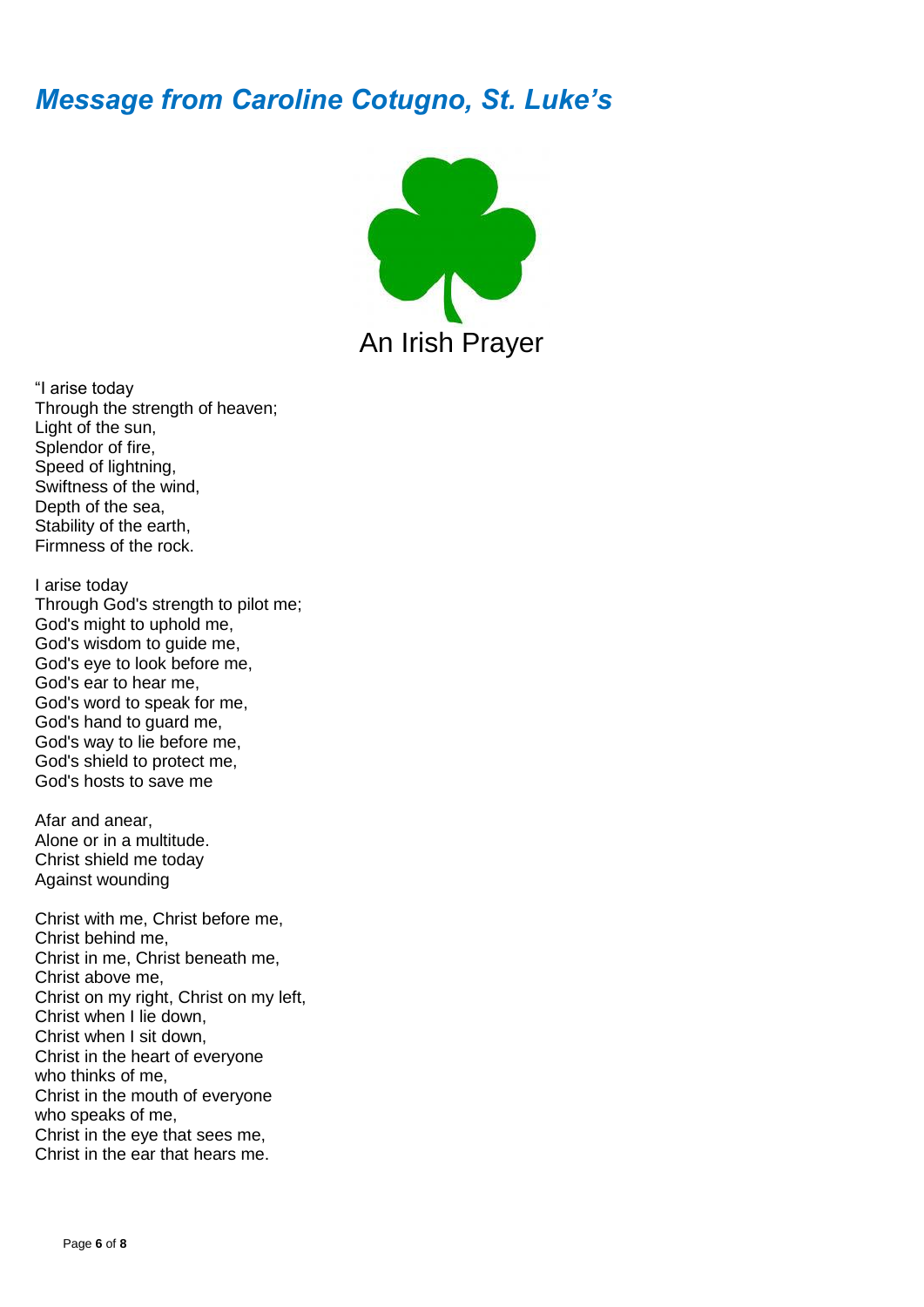## *Message from Caroline Cotugno, St. Luke's*

An Irish Prayer

"I arise today  
Through the strength of heaven;  
Light of the sun,  
Splendor of fire,  
Speed of lightning,  
Swiftness of the wind,  
Depth of the sea,  
Stability of the earth,  
Firmness of the rock.

I arise today  
Through God's strength to pilot me;  
God's might to uphold me,  
God's wisdom to guide me,  
God's eye to look before me,  
God's ear to hear me,  
God's word to speak for me,  
God's hand to guard me,  
God's way to lie before me,  
God's shield to protect me,  
God's hosts to save me

Afar and anear,  
Alone or in a multitude.  
Christ shield me today  
Against wounding

Christ with me, Christ before me,  
Christ behind me,  
Christ in me, Christ beneath me,  
Christ above me,  
Christ on my right, Christ on my left,  
Christ when I lie down,  
Christ when I sit down,  
Christ in the heart of everyone  
who thinks of me,  
Christ in the mouth of everyone  
who speaks of me,  
Christ in the eye that sees me,  
Christ in the ear that hears me.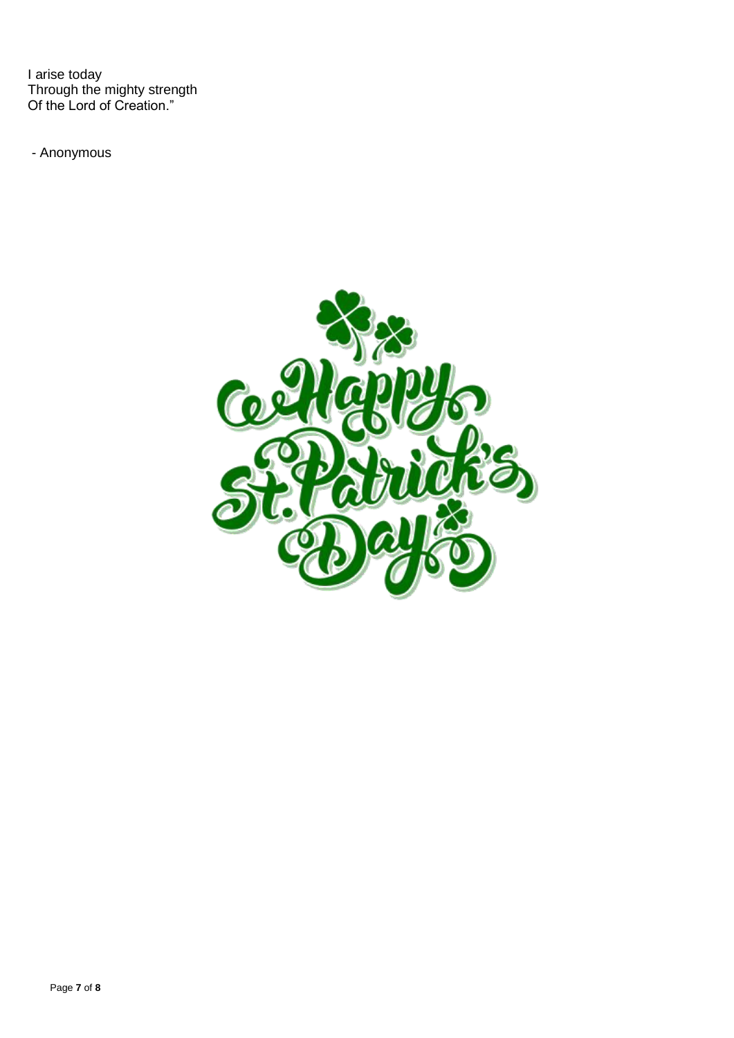I arise today  
Through the mighty strength  
Of the Lord of Creation."

- Anonymous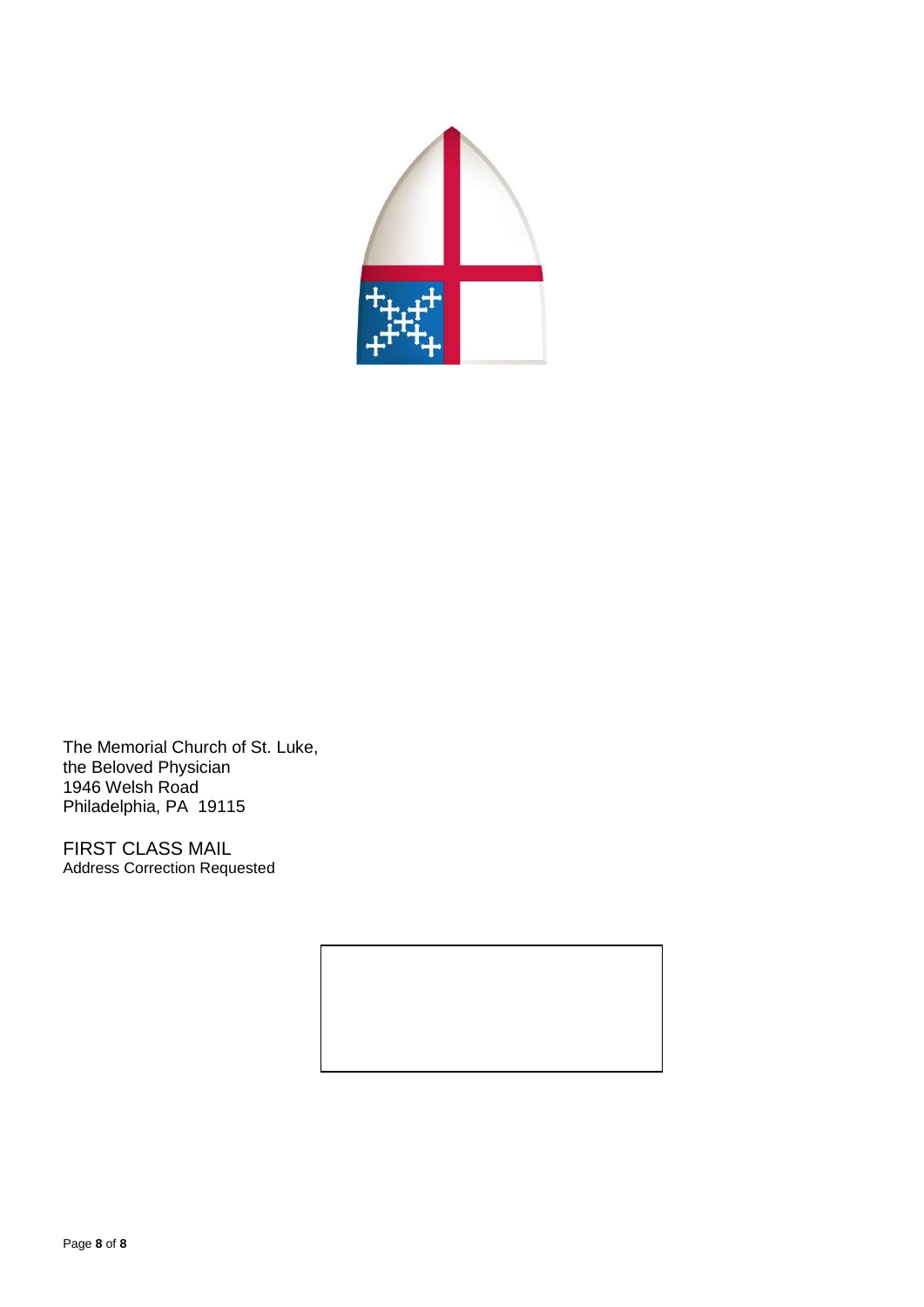The Memorial Church of St. Luke,
the Beloved Physician
1946 Welsh Road
Philadelphia, PA 19115

FIRST CLASS MAIL
Address Correction Requested